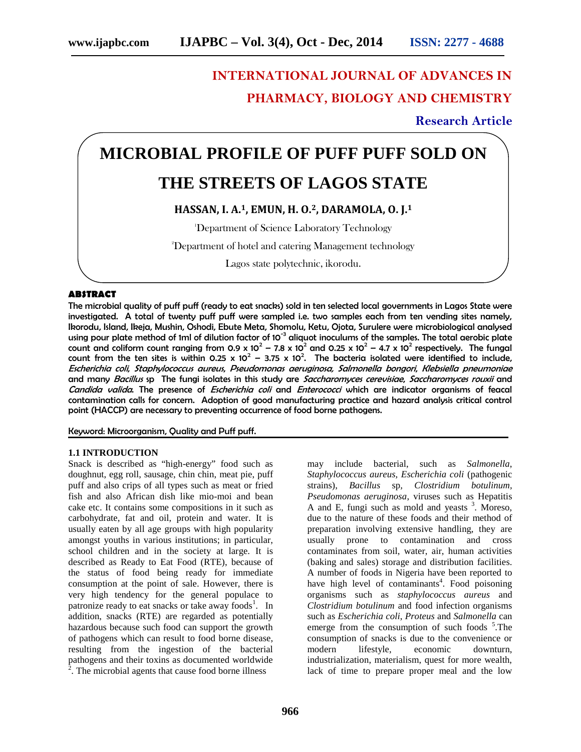## INTERNATIONAL JOURNAL OF ADVANCES IN PHARMACY, BIOLOGY AND CHEMISTRY

**Research Article**

# MICROBIAL PROFILE OF PUFF PUFF SOLD ON THE STREETS OF LAGOS STATE

**HASSAN, I. A.[1], EMUN, H. O.[2], DARAMOLA, O. J.[1]**

[1]Department of Science Laboratory Technology

[2]Department of hotel and catering Management technology

Lagos state polytechnic, ikorodu.

## ABSTRACT

**The microbial quality of puff puff (ready to eat snacks) sold in ten selected local governments in Lagos State were investigated. A total of twenty puff puff were sampled i.e. two samples each from ten vending sites namely, Ikorodu, Island, Ikeja, Mushin, Oshodi, Ebute Meta, Shomolu, Ketu, Ojota, Surulere were microbiological analysed using pour plate method of 1ml of dilution factor of $10^{-3}$ aliquot inoculums of the samples. The total aerobic plate count and coliform count ranging from $0.9 \times 10^2 - 7.8 \times 10^2$ and $0.25 \times 10^2 - 4.7 \times 10^2$ respectively. The fungal count from the ten sites is within $0.25 \times 10^2 - 3.75 \times 10^2$. The bacteria isolated were identified to include, *Escherichia coli, Staphylococcus aureus, Pseudomonas aeruginosa, Salmonella bongori, Klebsiella pneumoniae* and many *Bacillus* sp The fungi isolates in this study are *Saccharomyces cerevisiae, Saccharomyces rouxii* and *Candida valida*. The presence of *Escherichia coli* and *Enterococci* which are indicator organisms of feacal contamination calls for concern. Adoption of good manufacturing practice and hazard analysis critical control point (HACCP) are necessary to preventing occurrence of food borne pathogens.**

**Keyword: Microorganism, Quality and Puff puff.**

## 1.1 INTRODUCTION

Snack is described as "high-energy" food such as doughnut, egg roll, sausage, chin chin, meat pie, puff puff and also crips of all types such as meat or fried fish and also African dish like mio-moi and bean cake etc. It contains some compositions in it such as carbohydrate, fat and oil, protein and water. It is usually eaten by all age groups with high popularity amongst youths in various institutions; in particular, school children and in the society at large. It is described as Ready to Eat Food (RTE), because of the status of food being ready for immediate consumption at the point of sale. However, there is very high tendency for the general populace to patronize ready to eat snacks or take away foods[1]. In addition, snacks (RTE) are regarded as potentially hazardous because such food can support the growth of pathogens which can result to food borne disease, resulting from the ingestion of the bacterial pathogens and their toxins as documented worldwide [2]. The microbial agents that cause food borne illness may include bacterial, such as *Salmonella*, *Staphylococcus aureus, Escherichia coli* (pathogenic strains), *Bacillus* sp, *Clostridium botulinum, Pseudomonas aeruginosa*, viruses such as Hepatitis A and E, fungi such as mold and yeasts [3]. Moreso, due to the nature of these foods and their method of preparation involving extensive handling, they are usually prone to contamination and cross contaminates from soil, water, air, human activities (baking and sales) storage and distribution facilities. A number of foods in Nigeria have been reported to have high level of contaminants[4]. Food poisoning organisms such as *staphylococcus aureus* and *Clostridium botulinum* and food infection organisms such as *Escherichia coli*, *Proteus* and *Salmonella* can emerge from the consumption of such foods [5].The consumption of snacks is due to the convenience or modern lifestyle, economic downturn, industrialization, materialism, quest for more wealth, lack of time to prepare proper meal and the low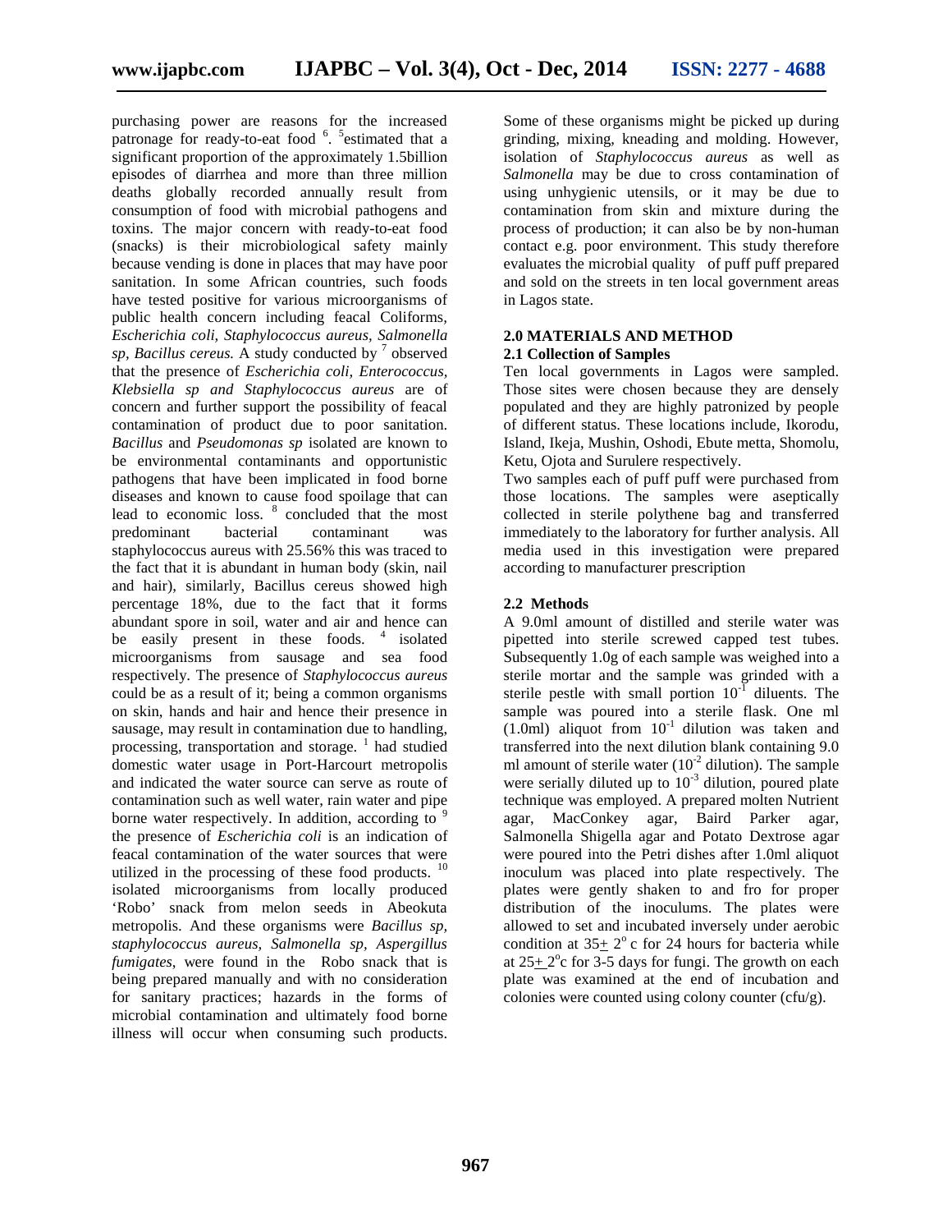purchasing power are reasons for the increased patronage for ready-to-eat food [6]. [5]estimated that a significant proportion of the approximately 1.5billion episodes of diarrhea and more than three million deaths globally recorded annually result from consumption of food with microbial pathogens and toxins. The major concern with ready-to-eat food (snacks) is their microbiological safety mainly because vending is done in places that may have poor sanitation. In some African countries, such foods have tested positive for various microorganisms of public health concern including feacal Coliforms, *Escherichia coli, Staphylococcus aureus, Salmonella sp, Bacillus cereus.* A study conducted by [7] observed that the presence of *Escherichia coli, Enterococcus, Klebsiella sp and Staphylococcus aureus* are of concern and further support the possibility of feacal contamination of product due to poor sanitation. *Bacillus* and *Pseudomonas sp* isolated are known to be environmental contaminants and opportunistic pathogens that have been implicated in food borne diseases and known to cause food spoilage that can lead to economic loss. [8] concluded that the most predominant bacterial contaminant was staphylococcus aureus with 25.56% this was traced to the fact that it is abundant in human body (skin, nail and hair), similarly, Bacillus cereus showed high percentage 18%, due to the fact that it forms abundant spore in soil, water and air and hence can be easily present in these foods. [4] isolated microorganisms from sausage and sea food respectively. The presence of *Staphylococcus aureus* could be as a result of it; being a common organisms on skin, hands and hair and hence their presence in sausage, may result in contamination due to handling, processing, transportation and storage. [1] had studied domestic water usage in Port-Harcourt metropolis and indicated the water source can serve as route of contamination such as well water, rain water and pipe borne water respectively. In addition, according to [9] the presence of *Escherichia coli* is an indication of feacal contamination of the water sources that were utilized in the processing of these food products. [10] isolated microorganisms from locally produced 'Robo' snack from melon seeds in Abeokuta metropolis. And these organisms were *Bacillus sp, staphylococcus aureus, Salmonella sp, Aspergillus fumigates*, were found in the Robo snack that is being prepared manually and with no consideration for sanitary practices; hazards in the forms of microbial contamination and ultimately food borne illness will occur when consuming such products. Some of these organisms might be picked up during grinding, mixing, kneading and molding. However, isolation of *Staphylococcus aureus* as well as *Salmonella* may be due to cross contamination of using unhygienic utensils, or it may be due to contamination from skin and mixture during the process of production; it can also be by non-human contact e.g. poor environment. This study therefore evaluates the microbial quality of puff puff prepared and sold on the streets in ten local government areas in Lagos state.

## 2.0 MATERIALS AND METHOD

### 2.1 Collection of Samples

Ten local governments in Lagos were sampled. Those sites were chosen because they are densely populated and they are highly patronized by people of different status. These locations include, Ikorodu, Island, Ikeja, Mushin, Oshodi, Ebute metta, Shomolu, Ketu, Ojota and Surulere respectively.

Two samples each of puff puff were purchased from those locations. The samples were aseptically collected in sterile polythene bag and transferred immediately to the laboratory for further analysis. All media used in this investigation were prepared according to manufacturer prescription

### 2.2 Methods

A 9.0ml amount of distilled and sterile water was pipetted into sterile screwed capped test tubes. Subsequently 1.0g of each sample was weighed into a sterile mortar and the sample was grinded with a sterile pestle with small portion $10^{-1}$ diluents. The sample was poured into a sterile flask. One ml (1.0ml) aliquot from $10^{-1}$ dilution was taken and transferred into the next dilution blank containing 9.0 ml amount of sterile water ($10^{-2}$ dilution). The sample were serially diluted up to $10^{-3}$ dilution, poured plate technique was employed. A prepared molten Nutrient agar, MacConkey agar, Baird Parker agar, Salmonella Shigella agar and Potato Dextrose agar were poured into the Petri dishes after 1.0ml aliquot inoculum was placed into plate respectively. The plates were gently shaken to and fro for proper distribution of the inoculums. The plates were allowed to set and incubated inversely under aerobic condition at $35\pm 2^{o}$ c for 24 hours for bacteria while at $25\pm 2^{o}$c for 3-5 days for fungi. The growth on each plate was examined at the end of incubation and colonies were counted using colony counter (cfu/g).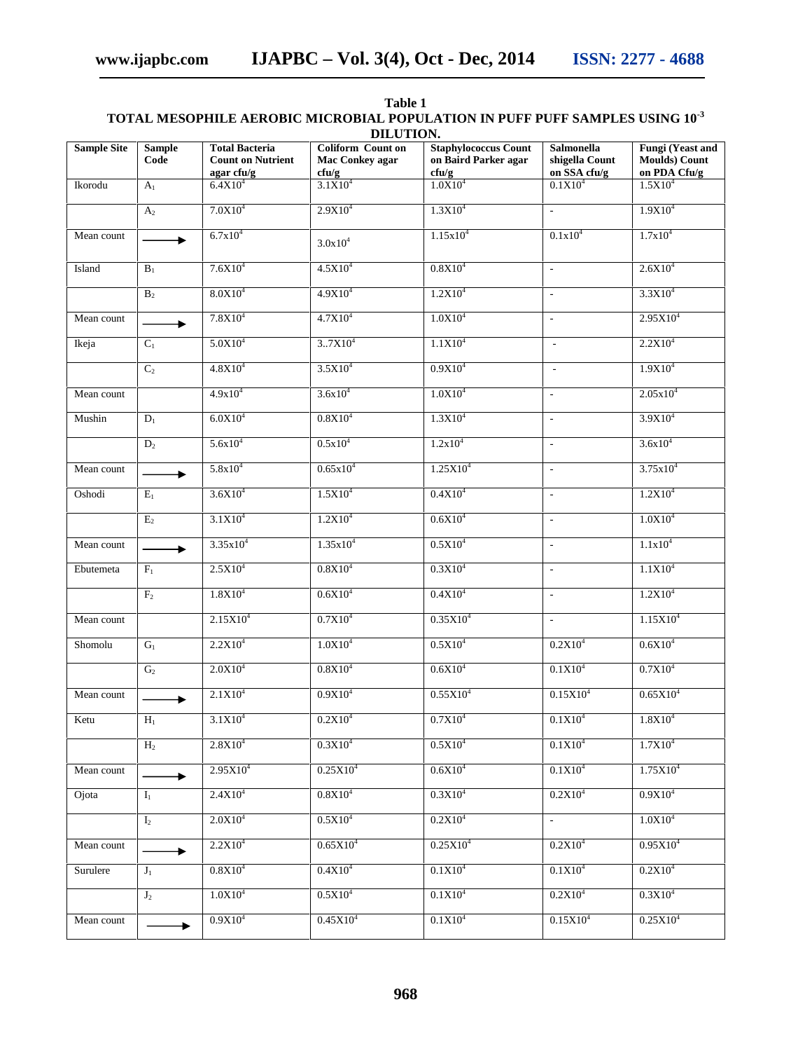**Table 1**

**TOTAL MESOPHILE AEROBIC MICROBIAL POPULATION IN PUFF PUFF SAMPLES USING $10^{-3}$ DILUTION.**

| Sample Site | Sample Code | Total Bacteria Count on Nutrient agar cfu/g | Coliform Count on Mac Conkey agar cfu/g | Staphylococcus Count on Baird Parker agar cfu/g | Salmonella shigella Count on SSA cfu/g | Fungi (Yeast and Moulds) Count on PDA Cfu/g |
|---|---|---|---|---|---|---|
| Ikorodu | $A_1$ | $6.4X10^4$ | $3.1X10^4$ | $1.0X10^4$ | $0.1X10^4$ | $1.5X10^4$ |
| | $A_2$ | $7.0X10^4$ | $2.9X10^4$ | $1.3X10^4$ | - | $1.9X10^4$ |
| Mean count | ⟶ | $6.7x10^4$ | $3.0x10^4$ | $1.15x10^4$ | $0.1x10^4$ | $1.7x10^4$ |
| Island | $B_1$ | $7.6X10^4$ | $4.5X10^4$ | $0.8X10^4$ | - | $2.6X10^4$ |
| | $B_2$ | $8.0X10^4$ | $4.9X10^4$ | $1.2X10^4$ | - | $3.3X10^4$ |
| Mean count | ⟶ | $7.8X10^4$ | $4.7X10^4$ | $1.0X10^4$ | - | $2.95X10^4$ |
| Ikeja | $C_1$ | $5.0X10^4$ | $3..7X10^4$ | $1.1X10^4$ | - | $2.2X10^4$ |
| | $C_2$ | $4.8X10^4$ | $3.5X10^4$ | $0.9X10^4$ | - | $1.9X10^4$ |
| Mean count | | $4.9x10^4$ | $3.6x10^4$ | $1.0X10^4$ | - | $2.05x10^4$ |
| Mushin | $D_1$ | $6.0X10^4$ | $0.8X10^4$ | $1.3X10^4$ | - | $3.9X10^4$ |
| | $D_2$ | $5.6x10^4$ | $0.5x10^4$ | $1.2x10^4$ | - | $3.6x10^4$ |
| Mean count | ⟶ | $5.8x10^4$ | $0.65x10^4$ | $1.25X10^4$ | - | $3.75x10^4$ |
| Oshodi | $E_1$ | $3.6X10^4$ | $1.5X10^4$ | $0.4X10^4$ | - | $1.2X10^4$ |
| | $E_2$ | $3.1X10^4$ | $1.2X10^4$ | $0.6X10^4$ | - | $1.0X10^4$ |
| Mean count | ⟶ | $3.35x10^4$ | $1.35x10^4$ | $0.5X10^4$ | - | $1.1x10^4$ |
| Ebutemeta | $F_1$ | $2.5X10^4$ | $0.8X10^4$ | $0.3X10^4$ | - | $1.1X10^4$ |
| | $F_2$ | $1.8X10^4$ | $0.6X10^4$ | $0.4X10^4$ | - | $1.2X10^4$ |
| Mean count | | $2.15X10^4$ | $0.7X10^4$ | $0.35X10^4$ | - | $1.15X10^4$ |
| Shomolu | $G_1$ | $2.2X10^4$ | $1.0X10^4$ | $0.5X10^4$ | $0.2X10^4$ | $0.6X10^4$ |
| | $G_2$ | $2.0X10^4$ | $0.8X10^4$ | $0.6X10^4$ | $0.1X10^4$ | $0.7X10^4$ |
| Mean count | ⟶ | $2.1X10^4$ | $0.9X10^4$ | $0.55X10^4$ | $0.15X10^4$ | $0.65X10^4$ |
| Ketu | $H_1$ | $3.1X10^4$ | $0.2X10^4$ | $0.7X10^4$ | $0.1X10^4$ | $1.8X10^4$ |
| | $H_2$ | $2.8X10^4$ | $0.3X10^4$ | $0.5X10^4$ | $0.1X10^4$ | $1.7X10^4$ |
| Mean count | ⟶ | $2.95X10^4$ | $0.25X10^4$ | $0.6X10^4$ | $0.1X10^4$ | $1.75X10^4$ |
| Ojota | $I_1$ | $2.4X10^4$ | $0.8X10^4$ | $0.3X10^4$ | $0.2X10^4$ | $0.9X10^4$ |
| | $I_2$ | $2.0X10^4$ | $0.5X10^4$ | $0.2X10^4$ | - | $1.0X10^4$ |
| Mean count | ⟶ | $2.2X10^4$ | $0.65X10^4$ | $0.25X10^4$ | $0.2X10^4$ | $0.95X10^4$ |
| Surulere | $J_1$ | $0.8X10^4$ | $0.4X10^4$ | $0.1X10^4$ | $0.1X10^4$ | $0.2X10^4$ |
| | $J_2$ | $1.0X10^4$ | $0.5X10^4$ | $0.1X10^4$ | $0.2X10^4$ | $0.3X10^4$ |
| Mean count | ⟶ | $0.9X10^4$ | $0.45X10^4$ | $0.1X10^4$ | $0.15X10^4$ | $0.25X10^4$ |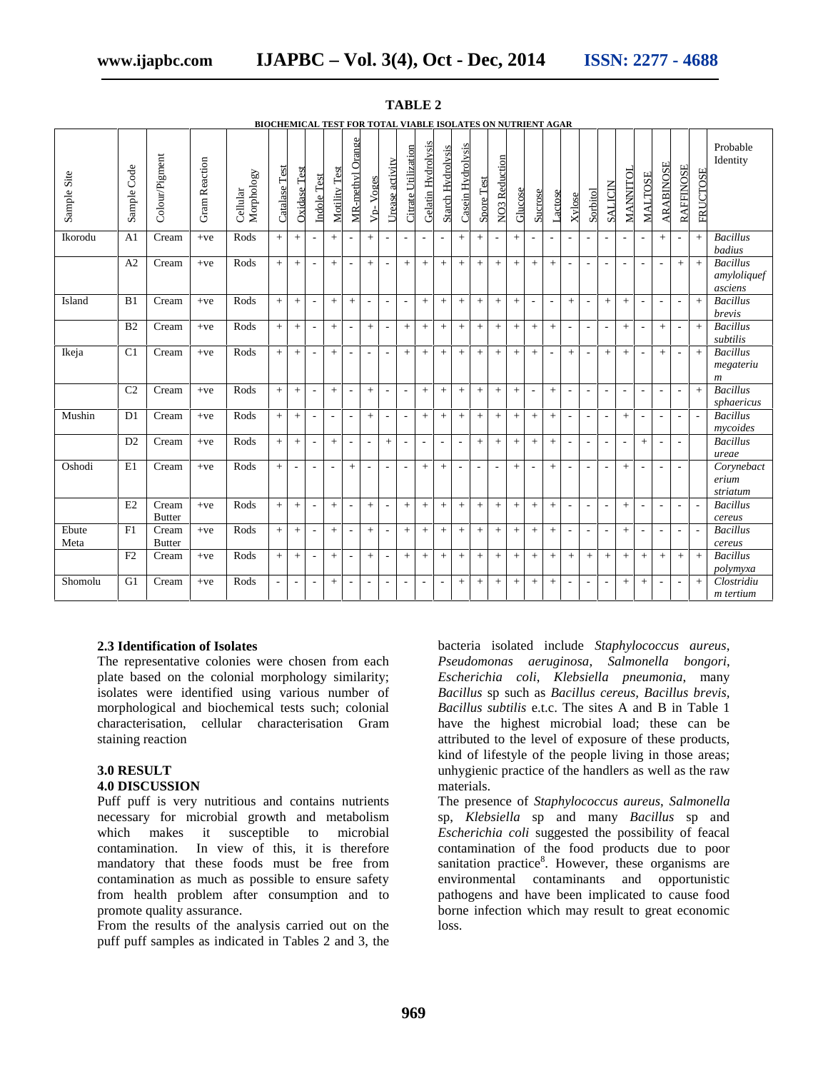**TABLE 2**

**BIOCHEMICAL TEST FOR TOTAL VIABLE ISOLATES ON NUTRIENT AGAR**

| Sample Site | Sample Code | Colour/Pigment | Gram Reaction | Cellular Morphology | Catalase Test | Oxidase Test | Indole Test | Motility Test | MR-methyl Orange | Vp- Voges | Urease activity | Citrate Utilization | Gelatin Hydrolysis | Starch Hydrolysis | Casein Hydrolysis | Spore Test | NO3 Reduction | Glucose | Sucrose | Lactose | Xylose | Sorbitol | SALICIN | MANNITOL | MALTOSE | ARABINOSE | RAFFINOSE | FRUCTOSE | Probable Identity |
|---|---|---|---|---|---|---|---|---|---|---|---|---|---|---|---|---|---|---|---|---|---|---|---|---|---|---|---|---|---|
| Ikorodu | A1 | Cream | +ve | Rods | + | + | - | + | - | + | - | - | - | - | + | + | - | + | - | - | - | - | - | - | - | + | - | + | *Bacillus badius* |
| | A2 | Cream | +ve | Rods | + | + | - | + | - | + | - | + | + | + | + | + | + | + | + | + | - | - | - | - | - | - | + | + | *Bacillus amyloliquefasciens* |
| Island | B1 | Cream | +ve | Rods | + | + | - | + | + | - | - | - | + | + | + | + | + | + | - | - | + | - | + | + | - | - | - | + | *Bacillus brevis* |
| | B2 | Cream | +ve | Rods | + | + | - | + | - | + | - | + | + | + | + | + | + | + | + | + | - | - | - | + | - | + | - | + | *Bacillus subtilis* |
| Ikeja | C1 | Cream | +ve | Rods | + | + | - | + | - | - | - | + | + | + | + | + | + | + | + | - | + | - | + | + | - | + | - | + | *Bacillus megaterium* |
| | C2 | Cream | +ve | Rods | + | + | - | + | - | + | - | - | + | + | + | + | + | + | - | + | - | - | - | - | - | - | - | + | *Bacillus sphaericus* |
| Mushin | D1 | Cream | +ve | Rods | + | + | - | - | - | + | - | - | + | + | + | + | + | + | + | + | - | - | - | + | - | - | - | - | *Bacillus mycoides* |
| | D2 | Cream | +ve | Rods | + | + | - | + | - | - | + | - | - | - | - | + | + | + | + | + | - | - | - | - | + | - | - | | *Bacillus ureae* |
| Oshodi | E1 | Cream | +ve | Rods | + | - | - | - | + | - | - | - | + | + | - | - | - | + | - | + | - | - | - | + | - | - | - | | *Corynebacterium striatum* |
| | E2 | Cream Butter | +ve | Rods | + | + | - | + | - | + | - | + | + | + | + | + | + | + | + | + | - | - | - | + | - | - | - | - | *Bacillus cereus* |
| Ebute Meta | F1 | Cream Butter | +ve | Rods | + | + | - | + | - | + | - | + | + | + | + | + | + | + | + | + | - | - | - | + | - | - | - | - | *Bacillus cereus* |
| | F2 | Cream | +ve | Rods | + | + | - | + | - | + | - | + | + | + | + | + | + | + | + | + | + | + | + | + | + | + | + | + | *Bacillus polymyxa* |
| Shomolu | G1 | Cream | +ve | Rods | - | - | - | + | - | - | - | - | - | - | + | + | + | + | + | + | - | - | - | + | + | - | - | + | *Clostridium tertium* |

### 2.3 Identification of Isolates

The representative colonies were chosen from each plate based on the colonial morphology similarity; isolates were identified using various number of morphological and biochemical tests such; colonial characterisation, cellular characterisation Gram staining reaction

## 3.0 RESULT

## 4.0 DISCUSSION

Puff puff is very nutritious and contains nutrients necessary for microbial growth and metabolism which makes it susceptible to microbial contamination. In view of this, it is therefore mandatory that these foods must be free from contamination as much as possible to ensure safety from health problem after consumption and to promote quality assurance.

From the results of the analysis carried out on the puff puff samples as indicated in Tables 2 and 3, the bacteria isolated include *Staphylococcus aureus*, *Pseudomonas aeruginosa*, *Salmonella bongori*, *Escherichia coli*, *Klebsiella pneumonia*, many *Bacillus* sp such as *Bacillus cereus, Bacillus brevis*, *Bacillus subtilis* e.t.c. The sites A and B in Table 1 have the highest microbial load; these can be attributed to the level of exposure of these products, kind of lifestyle of the people living in those areas; unhygienic practice of the handlers as well as the raw materials.

The presence of *Staphylococcus aureus*, *Salmonella* sp, *Klebsiella* sp and many *Bacillus* sp and *Escherichia coli* suggested the possibility of feacal contamination of the food products due to poor sanitation practice[8]. However, these organisms are environmental contaminants and opportunistic pathogens and have been implicated to cause food borne infection which may result to great economic loss.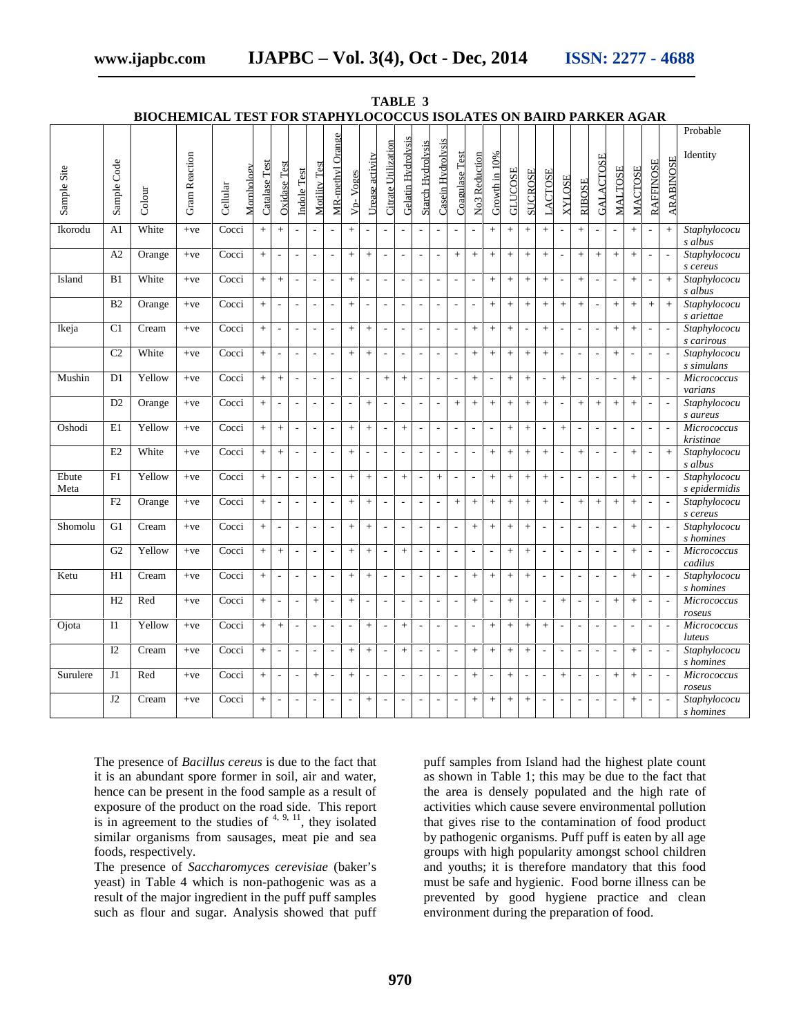**TABLE 3**
**BIOCHEMICAL TEST FOR STAPHYLOCOCCUS ISOLATES ON BAIRD PARKER AGAR**

| Sample Site | Sample Code | Colour | Gram Reaction | Cellular Morphology | Catalase Test | Oxidase Test | Indole Test | Motility Test | MR-methyl Orange | Vp- Voges | Urease activity | Citrate Utilization | Gelatin Hydrolysis | Starch Hydrolysis | Casein Hydrolysis | Coagulase Test | No3 Reduction | Growth in 10% | GLUCOSE | SUCROSE | LACTOSE | XYLOSE | RIBOSE | GALACTOSE | MALTOSE | MACTOSE | RAFFINOSE | ARABINOSE | Probable Identity |
|---|---|---|---|---|---|---|---|---|---|---|---|---|---|---|---|---|---|---|---|---|---|---|---|---|---|---|---|---|---|
| Ikorodu | A1 | White | +ve | Cocci | + | + | - | - | - | + | - | - | - | - | - | - | - | + | + | + | + | - | + | - | - | + | - | + | *Staphylococus albus* |
| | A2 | Orange | +ve | Cocci | + | - | - | - | - | + | + | - | - | - | - | + | + | + | + | + | + | - | + | + | + | + | - | - | *Staphylococus cereus* |
| Island | B1 | White | +ve | Cocci | + | + | - | - | - | + | - | - | - | - | - | - | - | + | + | + | + | - | + | - | - | + | - | + | *Staphylococus albus* |
| | B2 | Orange | +ve | Cocci | + | - | - | - | - | + | - | - | - | - | - | - | - | + | + | + | + | + | + | - | + | + | + | + | *Staphylococus ariettae* |
| Ikeja | C1 | Cream | +ve | Cocci | + | - | - | - | - | + | + | - | - | - | - | - | + | + | + | - | + | - | - | - | + | + | - | - | *Staphylococus carirous* |
| | C2 | White | +ve | Cocci | + | - | - | - | - | + | + | - | - | - | - | - | + | + | + | + | + | - | - | - | + | - | - | - | *Staphylococus simulans* |
| Mushin | D1 | Yellow | +ve | Cocci | + | + | - | - | - | - | - | + | + | - | - | - | + | - | + | + | - | + | - | - | - | + | - | - | *Micrococcus varians* |
| | D2 | Orange | +ve | Cocci | + | - | - | - | - | - | + | - | - | - | - | + | + | + | + | + | + | - | + | + | + | + | - | - | *Staphylococus aureus* |
| Oshodi | E1 | Yellow | +ve | Cocci | + | + | - | - | - | + | + | - | + | - | - | - | - | - | + | + | - | + | - | - | - | - | - | - | *Micrococcus kristinae* |
| | E2 | White | +ve | Cocci | + | + | - | - | - | + | - | - | - | - | - | - | - | + | + | + | + | - | + | - | - | + | - | + | *Staphylococus albus* |
| Ebute Meta | F1 | Yellow | +ve | Cocci | + | - | - | - | - | + | + | - | + | - | + | - | - | + | + | + | + | - | - | - | - | + | - | - | *Staphylococus epidermidis* |
| | F2 | Orange | +ve | Cocci | + | - | - | - | - | + | + | - | - | - | - | + | + | + | + | + | + | - | + | + | + | + | - | - | *Staphylococus cereus* |
| Shomolu | G1 | Cream | +ve | Cocci | + | - | - | - | - | + | + | - | - | - | - | - | + | + | + | + | - | - | - | - | - | + | - | - | *Staphylococus homines* |
| | G2 | Yellow | +ve | Cocci | + | + | - | - | - | + | + | - | + | - | - | - | - | - | + | + | - | - | - | - | - | + | - | - | *Micrococcus cadilus* |
| Ketu | H1 | Cream | +ve | Cocci | + | - | - | - | - | + | + | - | - | - | - | - | + | + | + | + | - | - | - | - | - | + | - | - | *Staphylococus homines* |
| | H2 | Red | +ve | Cocci | + | - | - | + | - | + | - | - | - | - | - | - | + | - | + | - | - | + | - | - | + | + | - | - | *Micrococcus roseus* |
| Ojota | I1 | Yellow | +ve | Cocci | + | + | - | - | - | - | + | - | + | - | - | - | - | + | + | + | + | - | - | - | - | - | - | - | *Micrococcus luteus* |
| | I2 | Cream | +ve | Cocci | + | - | - | - | - | + | + | - | + | - | - | - | + | + | + | + | - | - | - | - | - | + | - | - | *Staphylococus homines* |
| Surulere | J1 | Red | +ve | Cocci | + | - | - | + | - | + | - | - | - | - | - | - | + | - | + | - | - | + | - | - | + | + | - | - | *Micrococcus roseus* |
| | J2 | Cream | +ve | Cocci | + | - | - | - | - | - | + | - | - | - | - | - | + | + | + | + | - | - | - | - | - | + | - | - | *Staphylococus homines* |

The presence of *Bacillus cereus* is due to the fact that it is an abundant spore former in soil, air and water, hence can be present in the food sample as a result of exposure of the product on the road side. This report is in agreement to the studies of [4, 9, 11], they isolated similar organisms from sausages, meat pie and sea foods, respectively.

The presence of *Saccharomyces cerevisiae* (baker's yeast) in Table 4 which is non-pathogenic was as a result of the major ingredient in the puff puff samples such as flour and sugar. Analysis showed that puff puff samples from Island had the highest plate count as shown in Table 1; this may be due to the fact that the area is densely populated and the high rate of activities which cause severe environmental pollution that gives rise to the contamination of food product by pathogenic organisms. Puff puff is eaten by all age groups with high popularity amongst school children and youths; it is therefore mandatory that this food must be safe and hygienic. Food borne illness can be prevented by good hygiene practice and clean environment during the preparation of food.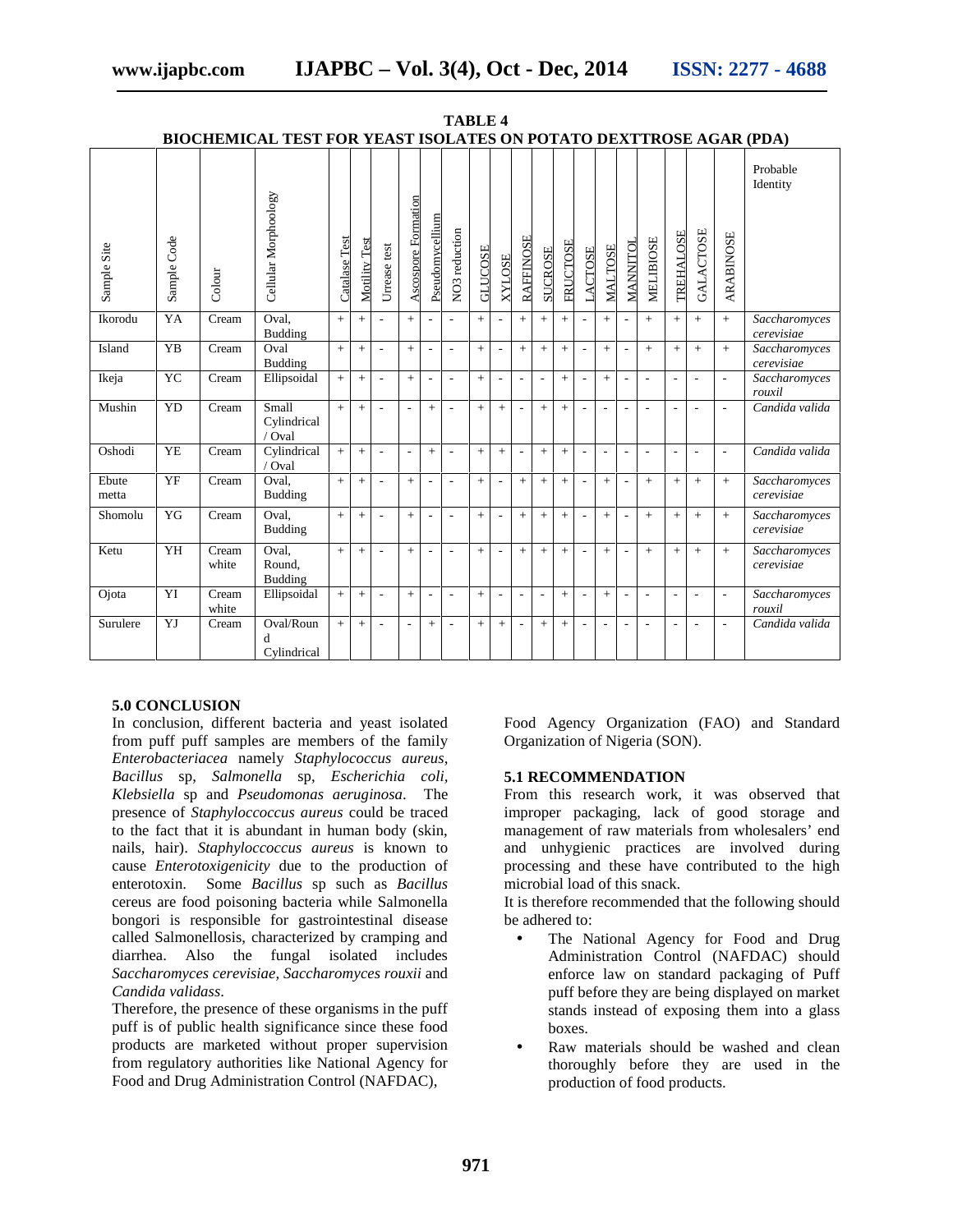**TABLE 4**
**BIOCHEMICAL TEST FOR YEAST ISOLATES ON POTATO DEXTTROSE AGAR (PDA)**

| Sample Site | Sample Code | Colour | Cellular Morphoology | Catalase Test | Motility Test | Urrease test | Ascospore Formation | Pseudomycellium | NO3 reduction | GLUCOSE | XYLOSE | RAFFINOSE | SUCROSE | FRUCTOSE | LACTOSE | MALTOSE | MANNITOL | MELIBIOSE | TREHALOSE | GALACTOSE | ARABINOSE | Probable Identity |
|---|---|---|---|---|---|---|---|---|---|---|---|---|---|---|---|---|---|---|---|---|---|---|
| Ikorodu | YA | Cream | Oval, Budding | + | + | - | + | - | - | + | - | + | + | + | - | + | - | + | + | + | + | *Saccharomyces cerevisiae* |
| Island | YB | Cream | Oval Budding | + | + | - | + | - | - | + | - | + | + | + | - | + | - | + | + | + | + | *Saccharomyces cerevisiae* |
| Ikeja | YC | Cream | Ellipsoidal | + | + | - | + | - | - | + | - | - | - | + | - | + | - | - | - | - | - | *Saccharomyces rouxil* |
| Mushin | YD | Cream | Small Cylindrical / Oval | + | + | - | - | + | - | + | + | - | + | + | - | - | - | - | - | - | - | *Candida valida* |
| Oshodi | YE | Cream | Cylindrical / Oval | + | + | - | - | + | - | + | + | - | + | + | - | - | - | - | - | - | - | *Candida valida* |
| Ebute metta | YF | Cream | Oval, Budding | + | + | - | + | - | - | + | - | + | + | + | - | + | - | + | + | + | + | *Saccharomyces cerevisiae* |
| Shomolu | YG | Cream | Oval, Budding | + | + | - | + | - | - | + | - | + | + | + | - | + | - | + | + | + | + | *Saccharomyces cerevisiae* |
| Ketu | YH | Cream white | Oval, Round, Budding | + | + | - | + | - | - | + | - | + | + | + | - | + | - | + | + | + | + | *Saccharomyces cerevisiae* |
| Ojota | YI | Cream white | Ellipsoidal | + | + | - | + | - | - | + | - | - | - | + | - | + | - | - | - | - | - | *Saccharomyces rouxil* |
| Surulere | YJ | Cream | Oval/Round Cylindrical | + | + | - | - | + | - | + | + | - | + | + | - | - | - | - | - | - | - | *Candida valida* |

## 5.0 CONCLUSION

In conclusion, different bacteria and yeast isolated from puff puff samples are members of the family *Enterobacteriacea* namely *Staphylococcus aureus*, *Bacillus* sp, *Salmonella* sp, *Escherichia coli*, *Klebsiella* sp and *Pseudomonas aeruginosa*. The presence of *Staphyloccoccus aureus* could be traced to the fact that it is abundant in human body (skin, nails, hair). *Staphyloccoccus aureus* is known to cause *Enterotoxigenicity* due to the production of enterotoxin. Some *Bacillus* sp such as *Bacillus* cereus are food poisoning bacteria while Salmonella bongori is responsible for gastrointestinal disease called Salmonellosis, characterized by cramping and diarrhea. Also the fungal isolated includes *Saccharomyces cerevisiae*, *Saccharomyces rouxii* and *Candida validass*.

Therefore, the presence of these organisms in the puff puff is of public health significance since these food products are marketed without proper supervision from regulatory authorities like National Agency for Food and Drug Administration Control (NAFDAC), Food Agency Organization (FAO) and Standard Organization of Nigeria (SON).

### 5.1 RECOMMENDATION

From this research work, it was observed that improper packaging, lack of good storage and management of raw materials from wholesalers' end and unhygienic practices are involved during processing and these have contributed to the high microbial load of this snack.

It is therefore recommended that the following should be adhered to:

- The National Agency for Food and Drug Administration Control (NAFDAC) should enforce law on standard packaging of Puff puff before they are being displayed on market stands instead of exposing them into a glass boxes.
- Raw materials should be washed and clean thoroughly before they are used in the production of food products.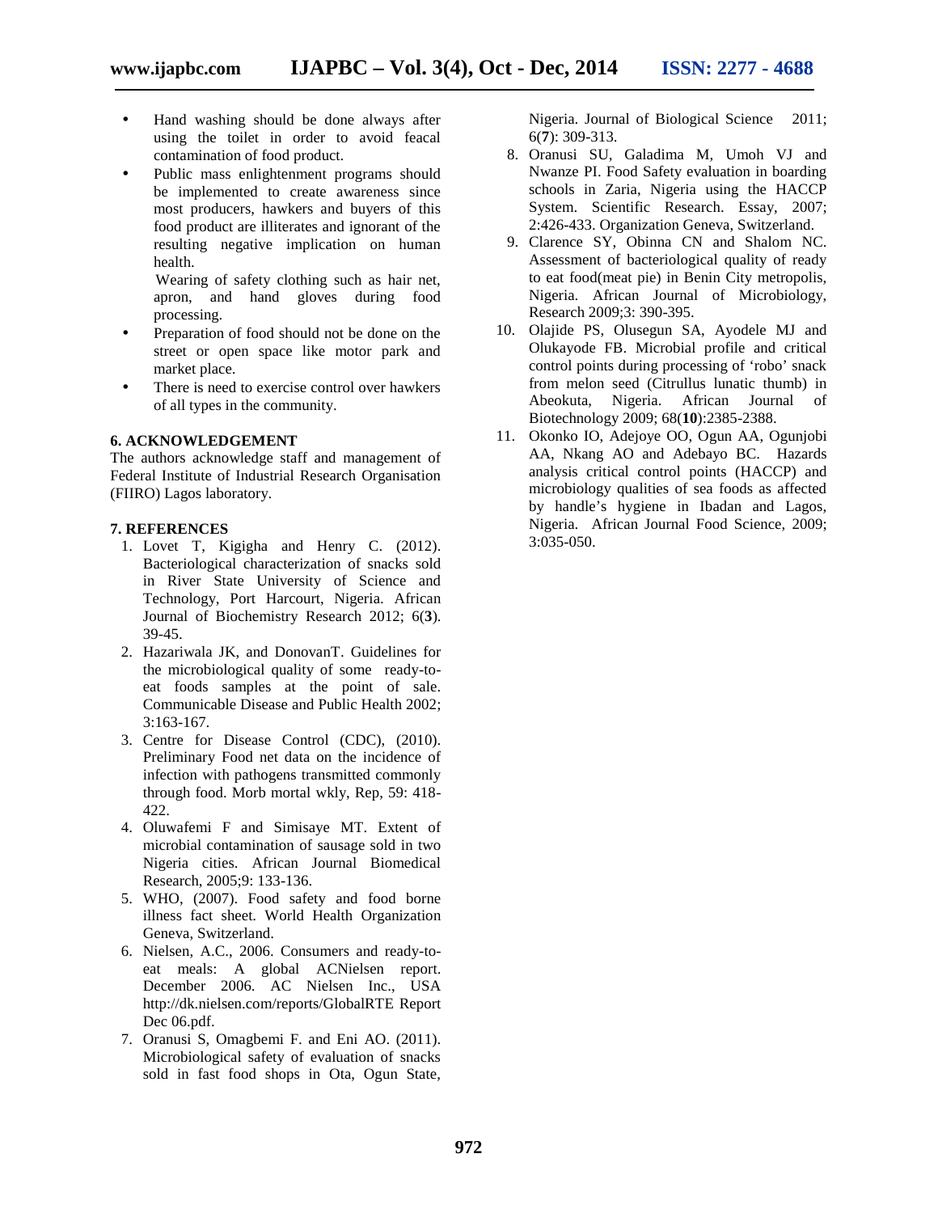- Hand washing should be done always after using the toilet in order to avoid feacal contamination of food product.
- Public mass enlightenment programs should be implemented to create awareness since most producers, hawkers and buyers of this food product are illiterates and ignorant of the resulting negative implication on human health.

  Wearing of safety clothing such as hair net, apron, and hand gloves during food processing.
- Preparation of food should not be done on the street or open space like motor park and market place.
- There is need to exercise control over hawkers of all types in the community.

## 6. ACKNOWLEDGEMENT

The authors acknowledge staff and management of Federal Institute of Industrial Research Organisation (FIIRO) Lagos laboratory.

## 7. REFERENCES

1. Lovet T, Kigigha and Henry C. (2012). Bacteriological characterization of snacks sold in River State University of Science and Technology, Port Harcourt, Nigeria. African Journal of Biochemistry Research 2012; 6(**3**). 39-45.
2. Hazariwala JK, and DonovanT. Guidelines for the microbiological quality of some ready-to-eat foods samples at the point of sale. Communicable Disease and Public Health 2002; 3:163-167.
3. Centre for Disease Control (CDC), (2010). Preliminary Food net data on the incidence of infection with pathogens transmitted commonly through food. Morb mortal wkly, Rep, 59: 418-422.
4. Oluwafemi F and Simisaye MT. Extent of microbial contamination of sausage sold in two Nigeria cities. African Journal Biomedical Research, 2005;9: 133-136.
5. WHO, (2007). Food safety and food borne illness fact sheet. World Health Organization Geneva, Switzerland.
6. Nielsen, A.C., 2006. Consumers and ready-to-eat meals: A global ACNielsen report. December 2006. AC Nielsen Inc., USA http://dk.nielsen.com/reports/GlobalRTE Report Dec 06.pdf.
7. Oranusi S, Omagbemi F. and Eni AO. (2011). Microbiological safety of evaluation of snacks sold in fast food shops in Ota, Ogun State, Nigeria. Journal of Biological Science 2011; 6(**7**): 309-313.
8. Oranusi SU, Galadima M, Umoh VJ and Nwanze PI. Food Safety evaluation in boarding schools in Zaria, Nigeria using the HACCP System. Scientific Research. Essay, 2007; 2:426-433. Organization Geneva, Switzerland.
9. Clarence SY, Obinna CN and Shalom NC. Assessment of bacteriological quality of ready to eat food(meat pie) in Benin City metropolis, Nigeria. African Journal of Microbiology, Research 2009;3: 390-395.
10. Olajide PS, Olusegun SA, Ayodele MJ and Olukayode FB. Microbial profile and critical control points during processing of 'robo' snack from melon seed (Citrullus lunatic thumb) in Abeokuta, Nigeria. African Journal of Biotechnology 2009; 68(**10**):2385-2388.
11. Okonko IO, Adejoye OO, Ogun AA, Ogunjobi AA, Nkang AO and Adebayo BC. Hazards analysis critical control points (HACCP) and microbiology qualities of sea foods as affected by handle's hygiene in Ibadan and Lagos, Nigeria. African Journal Food Science, 2009; 3:035-050.